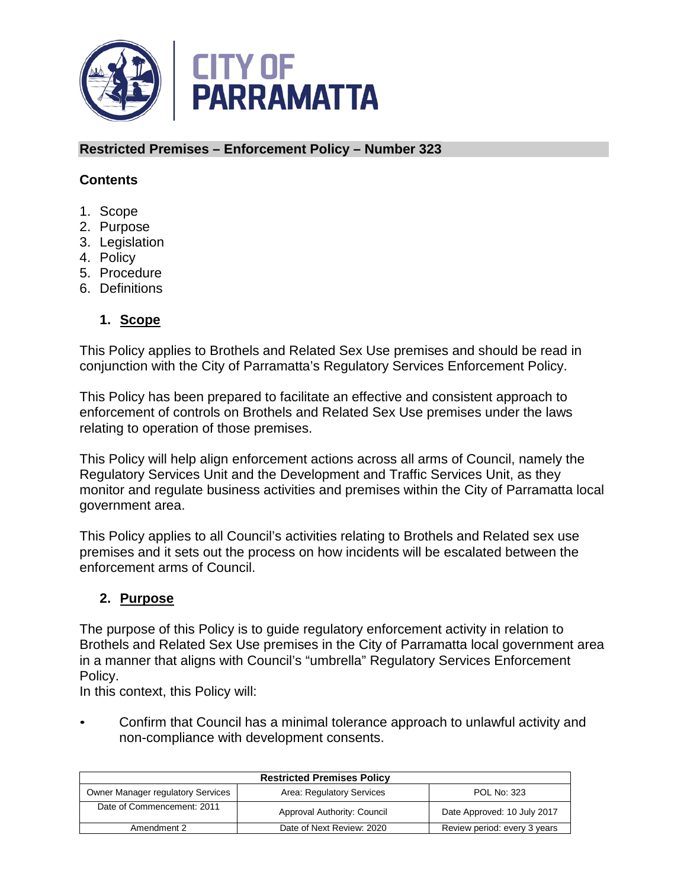# Restricted Premises – Enforcement Policy – Number 323

## Contents

1. Scope
2. Purpose
3. Legislation
4. Policy
5. Procedure
6. Definitions

## 1. Scope

This Policy applies to Brothels and Related Sex Use premises and should be read in conjunction with the City of Parramatta's Regulatory Services Enforcement Policy.

This Policy has been prepared to facilitate an effective and consistent approach to enforcement of controls on Brothels and Related Sex Use premises under the laws relating to operation of those premises.

This Policy will help align enforcement actions across all arms of Council, namely the Regulatory Services Unit and the Development and Traffic Services Unit, as they monitor and regulate business activities and premises within the City of Parramatta local government area.

This Policy applies to all Council's activities relating to Brothels and Related sex use premises and it sets out the process on how incidents will be escalated between the enforcement arms of Council.

## 2. Purpose

The purpose of this Policy is to guide regulatory enforcement activity in relation to Brothels and Related Sex Use premises in the City of Parramatta local government area in a manner that aligns with Council's "umbrella" Regulatory Services Enforcement Policy.

In this context, this Policy will:

- Confirm that Council has a minimal tolerance approach to unlawful activity and non-compliance with development consents.

| Restricted Premises Policy | | |
|---|---|---|
| Owner Manager regulatory Services | Area: Regulatory Services | POL No: 323 |
| Date of Commencement: 2011 | Approval Authority: Council | Date Approved: 10 July 2017 |
| Amendment 2 | Date of Next Review: 2020 | Review period: every 3 years |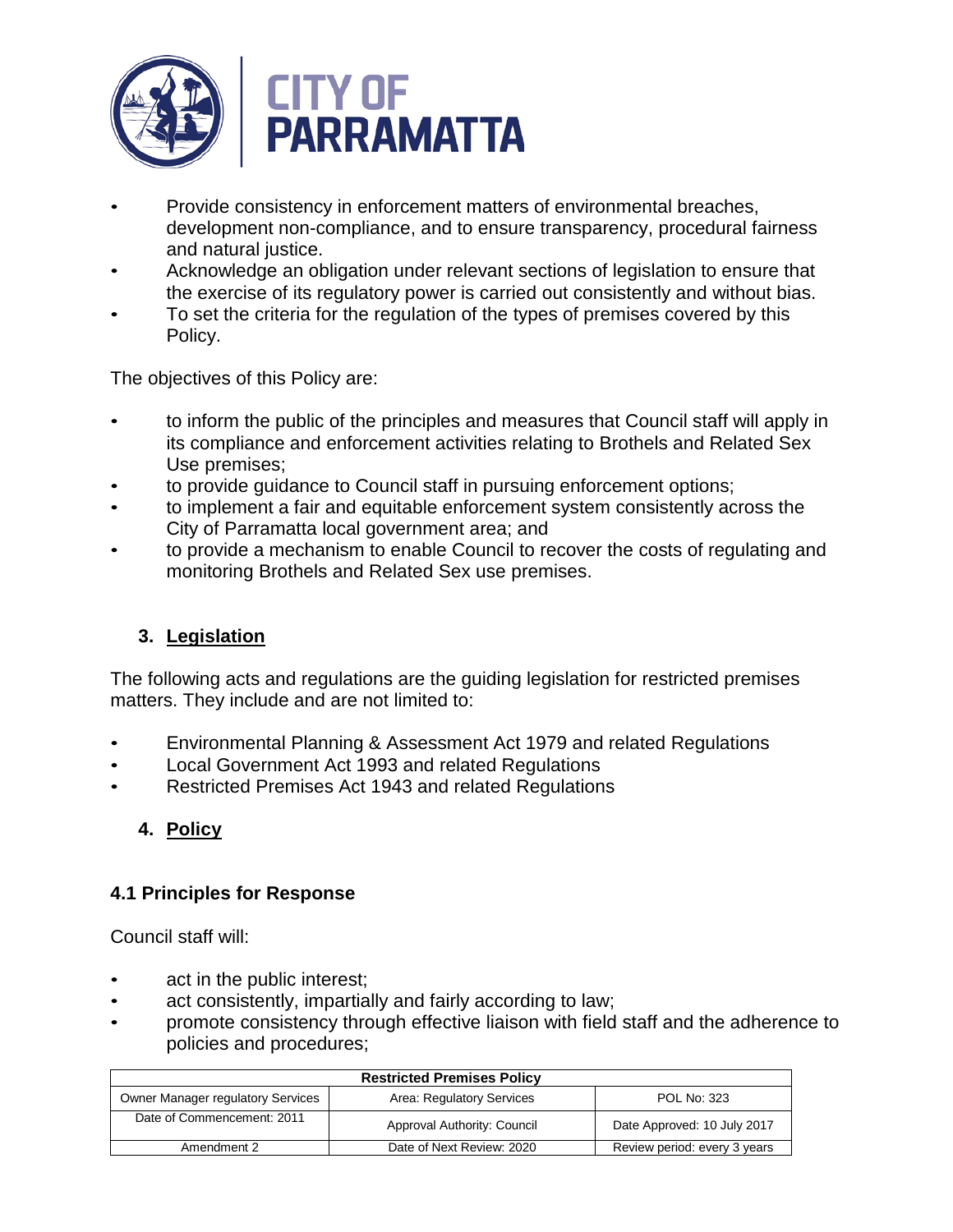- Provide consistency in enforcement matters of environmental breaches, development non-compliance, and to ensure transparency, procedural fairness and natural justice.
- Acknowledge an obligation under relevant sections of legislation to ensure that the exercise of its regulatory power is carried out consistently and without bias.
- To set the criteria for the regulation of the types of premises covered by this Policy.

The objectives of this Policy are:

- to inform the public of the principles and measures that Council staff will apply in its compliance and enforcement activities relating to Brothels and Related Sex Use premises;
- to provide guidance to Council staff in pursuing enforcement options;
- to implement a fair and equitable enforcement system consistently across the City of Parramatta local government area; and
- to provide a mechanism to enable Council to recover the costs of regulating and monitoring Brothels and Related Sex use premises.

## 3. Legislation

The following acts and regulations are the guiding legislation for restricted premises matters. They include and are not limited to:

- Environmental Planning & Assessment Act 1979 and related Regulations
- Local Government Act 1993 and related Regulations
- Restricted Premises Act 1943 and related Regulations

## 4. Policy

### 4.1 Principles for Response

Council staff will:

- act in the public interest;
- act consistently, impartially and fairly according to law;
- promote consistency through effective liaison with field staff and the adherence to policies and procedures;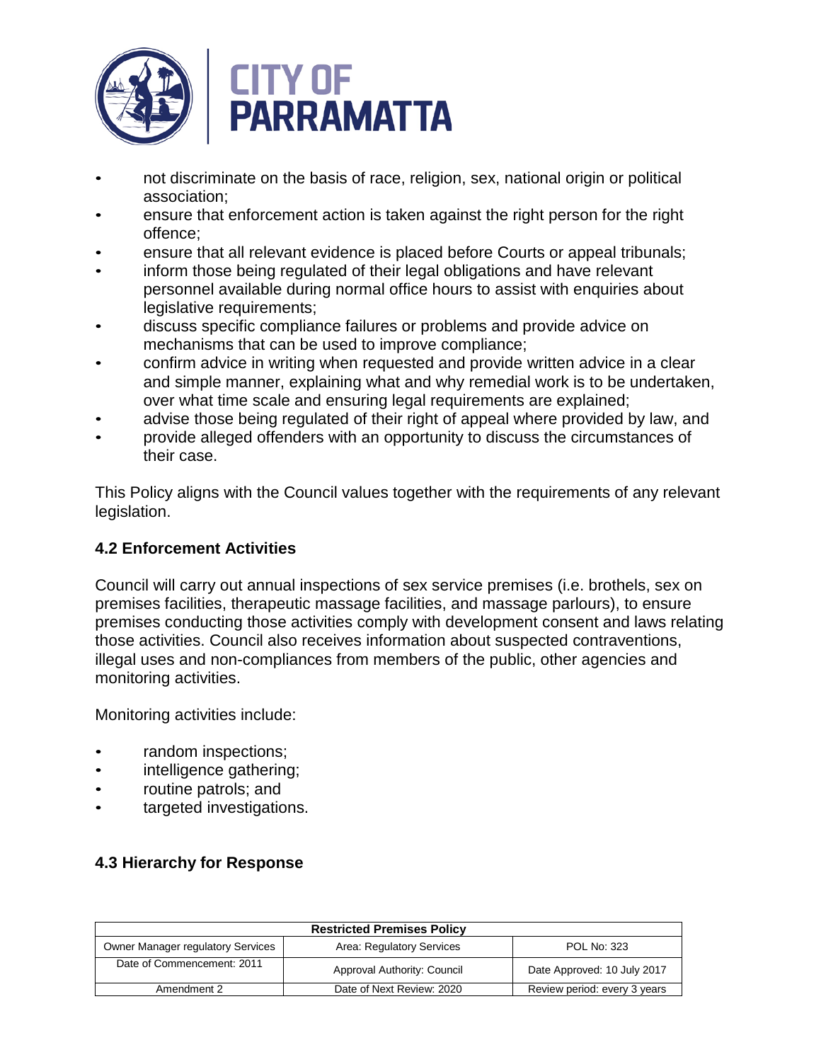- not discriminate on the basis of race, religion, sex, national origin or political association;
- ensure that enforcement action is taken against the right person for the right offence;
- ensure that all relevant evidence is placed before Courts or appeal tribunals;
- inform those being regulated of their legal obligations and have relevant personnel available during normal office hours to assist with enquiries about legislative requirements;
- discuss specific compliance failures or problems and provide advice on mechanisms that can be used to improve compliance;
- confirm advice in writing when requested and provide written advice in a clear and simple manner, explaining what and why remedial work is to be undertaken, over what time scale and ensuring legal requirements are explained;
- advise those being regulated of their right of appeal where provided by law, and
- provide alleged offenders with an opportunity to discuss the circumstances of their case.

This Policy aligns with the Council values together with the requirements of any relevant legislation.

### 4.2 Enforcement Activities

Council will carry out annual inspections of sex service premises (i.e. brothels, sex on premises facilities, therapeutic massage facilities, and massage parlours), to ensure premises conducting those activities comply with development consent and laws relating those activities. Council also receives information about suspected contraventions, illegal uses and non-compliances from members of the public, other agencies and monitoring activities.

Monitoring activities include:

- random inspections;
- intelligence gathering;
- routine patrols; and
- targeted investigations.

### 4.3 Hierarchy for Response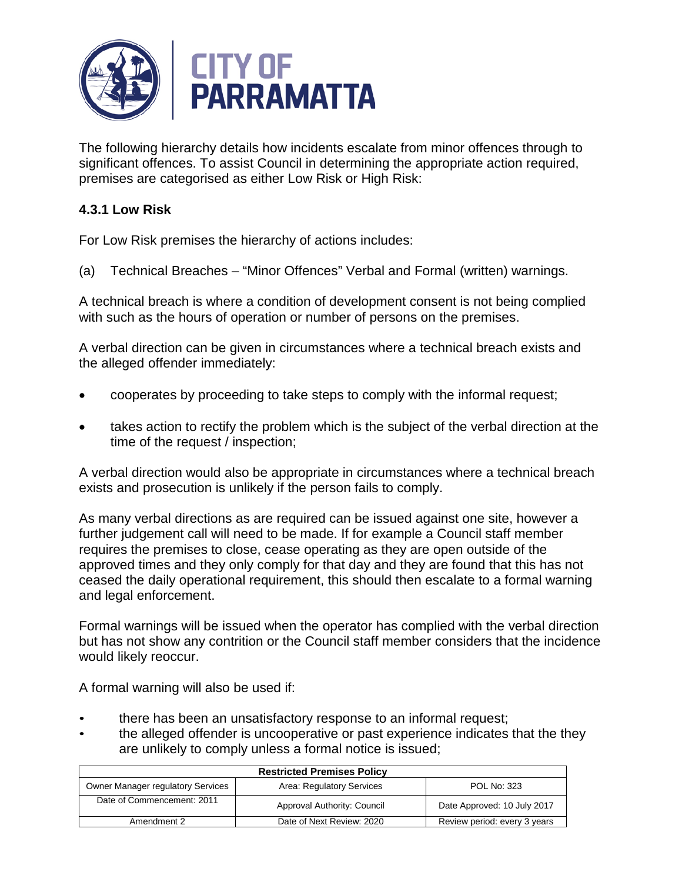The following hierarchy details how incidents escalate from minor offences through to significant offences. To assist Council in determining the appropriate action required, premises are categorised as either Low Risk or High Risk:

### 4.3.1 Low Risk

For Low Risk premises the hierarchy of actions includes:

(a) Technical Breaches – "Minor Offences" Verbal and Formal (written) warnings.

A technical breach is where a condition of development consent is not being complied with such as the hours of operation or number of persons on the premises.

A verbal direction can be given in circumstances where a technical breach exists and the alleged offender immediately:

- cooperates by proceeding to take steps to comply with the informal request;
- takes action to rectify the problem which is the subject of the verbal direction at the time of the request / inspection;

A verbal direction would also be appropriate in circumstances where a technical breach exists and prosecution is unlikely if the person fails to comply.

As many verbal directions as are required can be issued against one site, however a further judgement call will need to be made. If for example a Council staff member requires the premises to close, cease operating as they are open outside of the approved times and they only comply for that day and they are found that this has not ceased the daily operational requirement, this should then escalate to a formal warning and legal enforcement.

Formal warnings will be issued when the operator has complied with the verbal direction but has not show any contrition or the Council staff member considers that the incidence would likely reoccur.

A formal warning will also be used if:

- there has been an unsatisfactory response to an informal request;
- the alleged offender is uncooperative or past experience indicates that the they are unlikely to comply unless a formal notice is issued;

| Restricted Premises Policy | | |
|---|---|---|
| Owner Manager regulatory Services | Area: Regulatory Services | POL No: 323 |
| Date of Commencement: 2011 | Approval Authority: Council | Date Approved: 10 July 2017 |
| Amendment 2 | Date of Next Review: 2020 | Review period: every 3 years |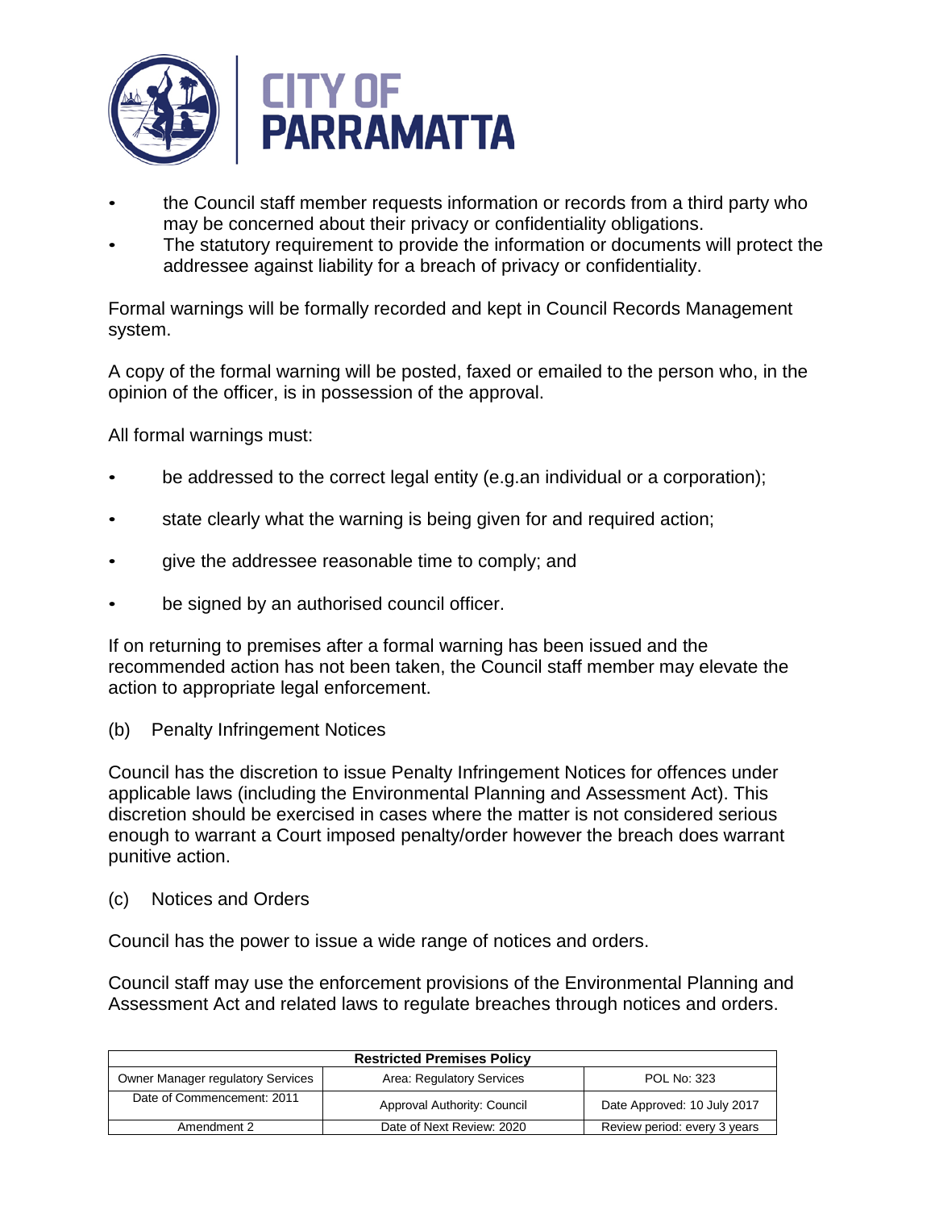- the Council staff member requests information or records from a third party who may be concerned about their privacy or confidentiality obligations.
- The statutory requirement to provide the information or documents will protect the addressee against liability for a breach of privacy or confidentiality.

Formal warnings will be formally recorded and kept in Council Records Management system.

A copy of the formal warning will be posted, faxed or emailed to the person who, in the opinion of the officer, is in possession of the approval.

All formal warnings must:

- be addressed to the correct legal entity (e.g.an individual or a corporation);
- state clearly what the warning is being given for and required action;
- give the addressee reasonable time to comply; and
- be signed by an authorised council officer.

If on returning to premises after a formal warning has been issued and the recommended action has not been taken, the Council staff member may elevate the action to appropriate legal enforcement.

(b) Penalty Infringement Notices

Council has the discretion to issue Penalty Infringement Notices for offences under applicable laws (including the Environmental Planning and Assessment Act). This discretion should be exercised in cases where the matter is not considered serious enough to warrant a Court imposed penalty/order however the breach does warrant punitive action.

(c) Notices and Orders

Council has the power to issue a wide range of notices and orders.

Council staff may use the enforcement provisions of the Environmental Planning and Assessment Act and related laws to regulate breaches through notices and orders.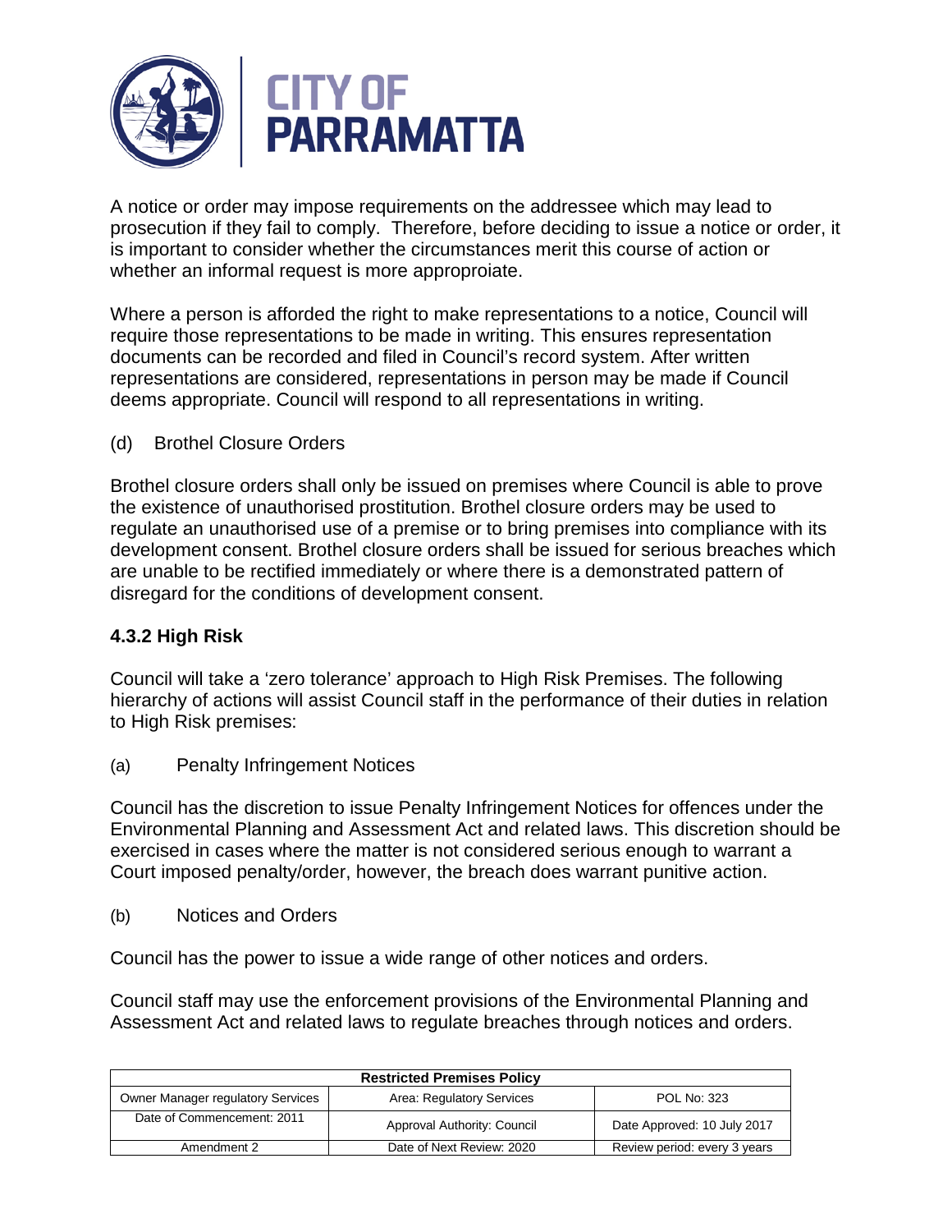A notice or order may impose requirements on the addressee which may lead to prosecution if they fail to comply. Therefore, before deciding to issue a notice or order, it is important to consider whether the circumstances merit this course of action or whether an informal request is more approproiate.

Where a person is afforded the right to make representations to a notice, Council will require those representations to be made in writing. This ensures representation documents can be recorded and filed in Council's record system. After written representations are considered, representations in person may be made if Council deems appropriate. Council will respond to all representations in writing.

(d) Brothel Closure Orders

Brothel closure orders shall only be issued on premises where Council is able to prove the existence of unauthorised prostitution. Brothel closure orders may be used to regulate an unauthorised use of a premise or to bring premises into compliance with its development consent. Brothel closure orders shall be issued for serious breaches which are unable to be rectified immediately or where there is a demonstrated pattern of disregard for the conditions of development consent.

### 4.3.2 High Risk

Council will take a 'zero tolerance' approach to High Risk Premises. The following hierarchy of actions will assist Council staff in the performance of their duties in relation to High Risk premises:

(a) Penalty Infringement Notices

Council has the discretion to issue Penalty Infringement Notices for offences under the Environmental Planning and Assessment Act and related laws. This discretion should be exercised in cases where the matter is not considered serious enough to warrant a Court imposed penalty/order, however, the breach does warrant punitive action.

(b) Notices and Orders

Council has the power to issue a wide range of other notices and orders.

Council staff may use the enforcement provisions of the Environmental Planning and Assessment Act and related laws to regulate breaches through notices and orders.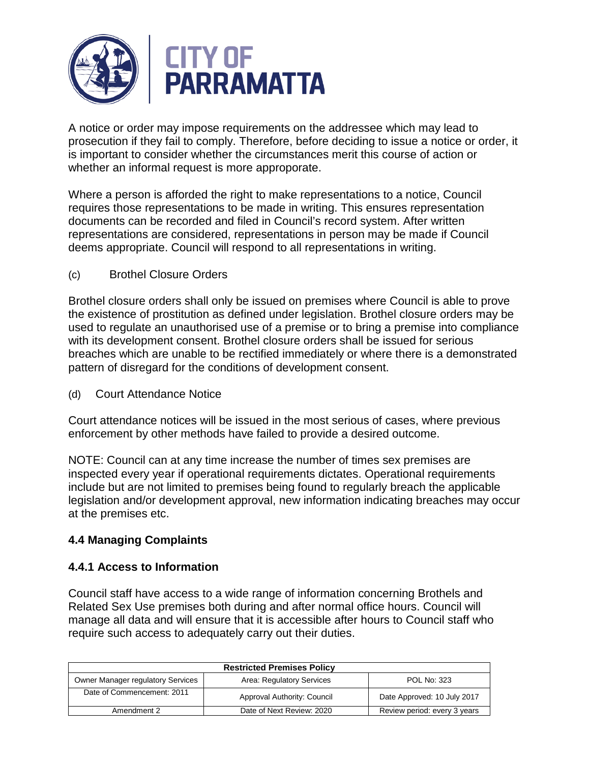A notice or order may impose requirements on the addressee which may lead to prosecution if they fail to comply. Therefore, before deciding to issue a notice or order, it is important to consider whether the circumstances merit this course of action or whether an informal request is more approporate.

Where a person is afforded the right to make representations to a notice, Council requires those representations to be made in writing. This ensures representation documents can be recorded and filed in Council's record system. After written representations are considered, representations in person may be made if Council deems appropriate. Council will respond to all representations in writing.

(c) Brothel Closure Orders

Brothel closure orders shall only be issued on premises where Council is able to prove the existence of prostitution as defined under legislation. Brothel closure orders may be used to regulate an unauthorised use of a premise or to bring a premise into compliance with its development consent. Brothel closure orders shall be issued for serious breaches which are unable to be rectified immediately or where there is a demonstrated pattern of disregard for the conditions of development consent.

(d) Court Attendance Notice

Court attendance notices will be issued in the most serious of cases, where previous enforcement by other methods have failed to provide a desired outcome.

NOTE: Council can at any time increase the number of times sex premises are inspected every year if operational requirements dictates. Operational requirements include but are not limited to premises being found to regularly breach the applicable legislation and/or development approval, new information indicating breaches may occur at the premises etc.

## 4.4 Managing Complaints

### 4.4.1 Access to Information

Council staff have access to a wide range of information concerning Brothels and Related Sex Use premises both during and after normal office hours. Council will manage all data and will ensure that it is accessible after hours to Council staff who require such access to adequately carry out their duties.

| Restricted Premises Policy | | |
|---|---|---|
| Owner Manager regulatory Services | Area: Regulatory Services | POL No: 323 |
| Date of Commencement: 2011 | Approval Authority: Council | Date Approved: 10 July 2017 |
| Amendment 2 | Date of Next Review: 2020 | Review period: every 3 years |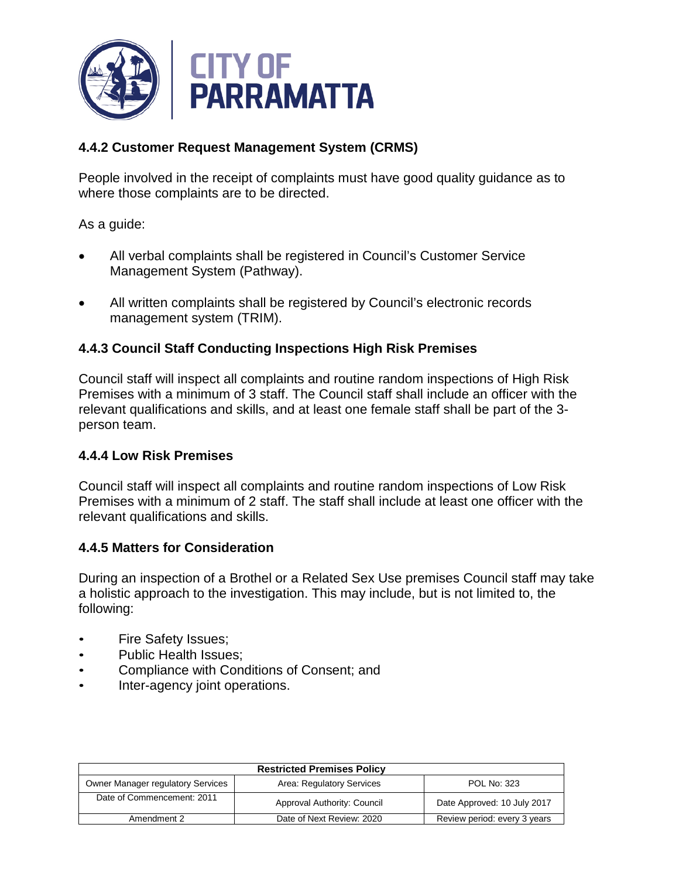### 4.4.2 Customer Request Management System (CRMS)

People involved in the receipt of complaints must have good quality guidance as to where those complaints are to be directed.

As a guide:

- All verbal complaints shall be registered in Council's Customer Service Management System (Pathway).
- All written complaints shall be registered by Council's electronic records management system (TRIM).

### 4.4.3 Council Staff Conducting Inspections High Risk Premises

Council staff will inspect all complaints and routine random inspections of High Risk Premises with a minimum of 3 staff. The Council staff shall include an officer with the relevant qualifications and skills, and at least one female staff shall be part of the 3-person team.

### 4.4.4 Low Risk Premises

Council staff will inspect all complaints and routine random inspections of Low Risk Premises with a minimum of 2 staff. The staff shall include at least one officer with the relevant qualifications and skills.

### 4.4.5 Matters for Consideration

During an inspection of a Brothel or a Related Sex Use premises Council staff may take a holistic approach to the investigation. This may include, but is not limited to, the following:

- Fire Safety Issues;
- Public Health Issues;
- Compliance with Conditions of Consent; and
- Inter-agency joint operations.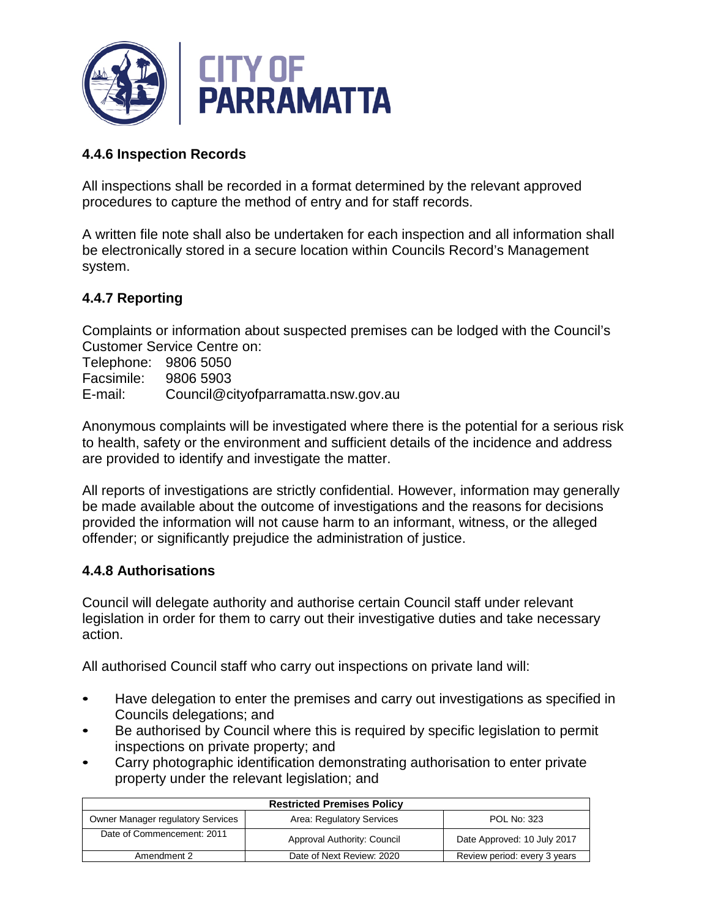### 4.4.6 Inspection Records

All inspections shall be recorded in a format determined by the relevant approved procedures to capture the method of entry and for staff records.

A written file note shall also be undertaken for each inspection and all information shall be electronically stored in a secure location within Councils Record's Management system.

### 4.4.7 Reporting

Complaints or information about suspected premises can be lodged with the Council's Customer Service Centre on:

Telephone: 9806 5050
Facsimile: 9806 5903
E-mail: Council@cityofparramatta.nsw.gov.au

Anonymous complaints will be investigated where there is the potential for a serious risk to health, safety or the environment and sufficient details of the incidence and address are provided to identify and investigate the matter.

All reports of investigations are strictly confidential. However, information may generally be made available about the outcome of investigations and the reasons for decisions provided the information will not cause harm to an informant, witness, or the alleged offender; or significantly prejudice the administration of justice.

### 4.4.8 Authorisations

Council will delegate authority and authorise certain Council staff under relevant legislation in order for them to carry out their investigative duties and take necessary action.

All authorised Council staff who carry out inspections on private land will:

- Have delegation to enter the premises and carry out investigations as specified in Councils delegations; and
- Be authorised by Council where this is required by specific legislation to permit inspections on private property; and
- Carry photographic identification demonstrating authorisation to enter private property under the relevant legislation; and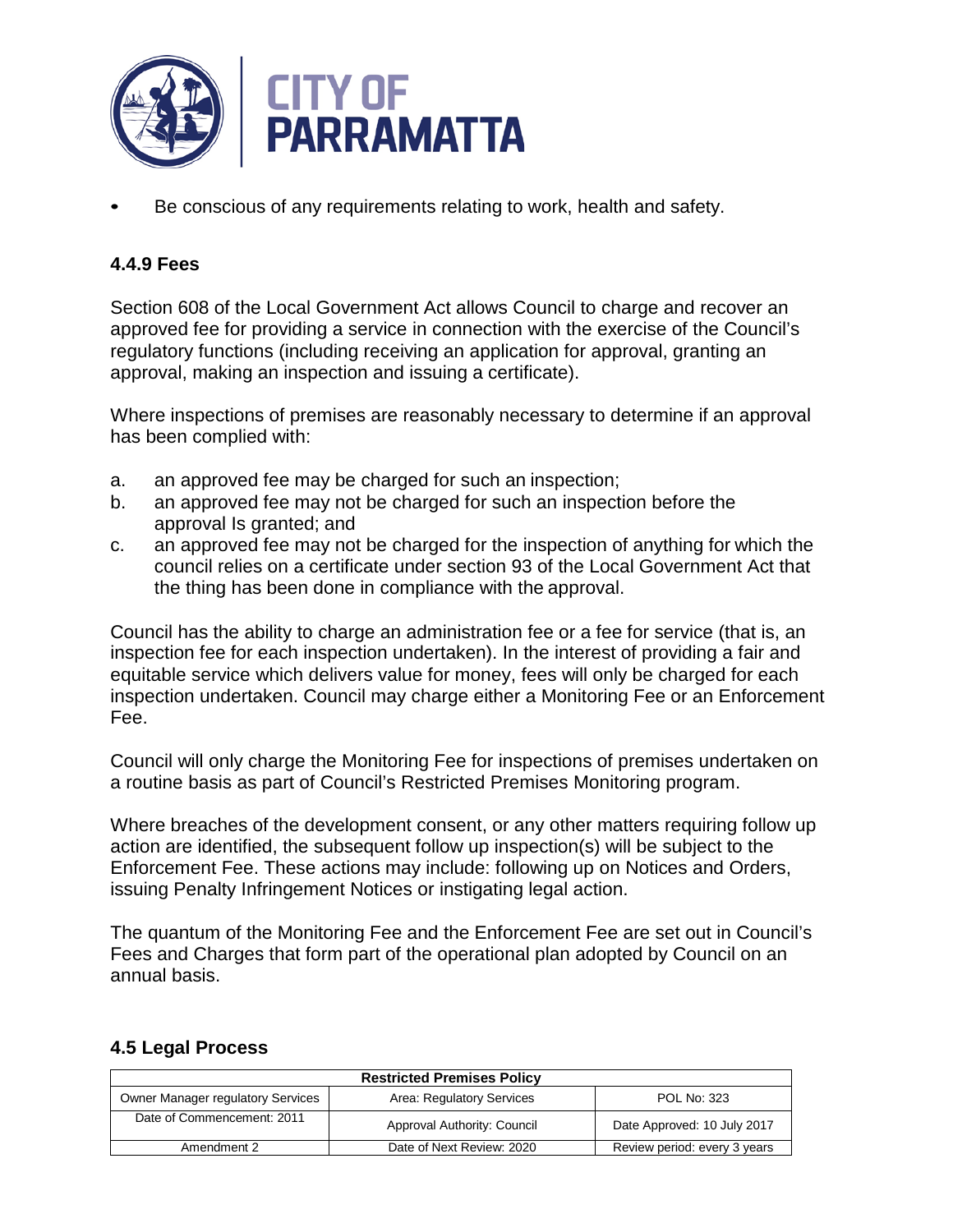- Be conscious of any requirements relating to work, health and safety.

### 4.4.9 Fees

Section 608 of the Local Government Act allows Council to charge and recover an approved fee for providing a service in connection with the exercise of the Council's regulatory functions (including receiving an application for approval, granting an approval, making an inspection and issuing a certificate).

Where inspections of premises are reasonably necessary to determine if an approval has been complied with:

a. an approved fee may be charged for such an inspection;
b. an approved fee may not be charged for such an inspection before the approval Is granted; and
c. an approved fee may not be charged for the inspection of anything for which the council relies on a certificate under section 93 of the Local Government Act that the thing has been done in compliance with the approval.

Council has the ability to charge an administration fee or a fee for service (that is, an inspection fee for each inspection undertaken). In the interest of providing a fair and equitable service which delivers value for money, fees will only be charged for each inspection undertaken. Council may charge either a Monitoring Fee or an Enforcement Fee.

Council will only charge the Monitoring Fee for inspections of premises undertaken on a routine basis as part of Council's Restricted Premises Monitoring program.

Where breaches of the development consent, or any other matters requiring follow up action are identified, the subsequent follow up inspection(s) will be subject to the Enforcement Fee. These actions may include: following up on Notices and Orders, issuing Penalty Infringement Notices or instigating legal action.

The quantum of the Monitoring Fee and the Enforcement Fee are set out in Council's Fees and Charges that form part of the operational plan adopted by Council on an annual basis.

## 4.5 Legal Process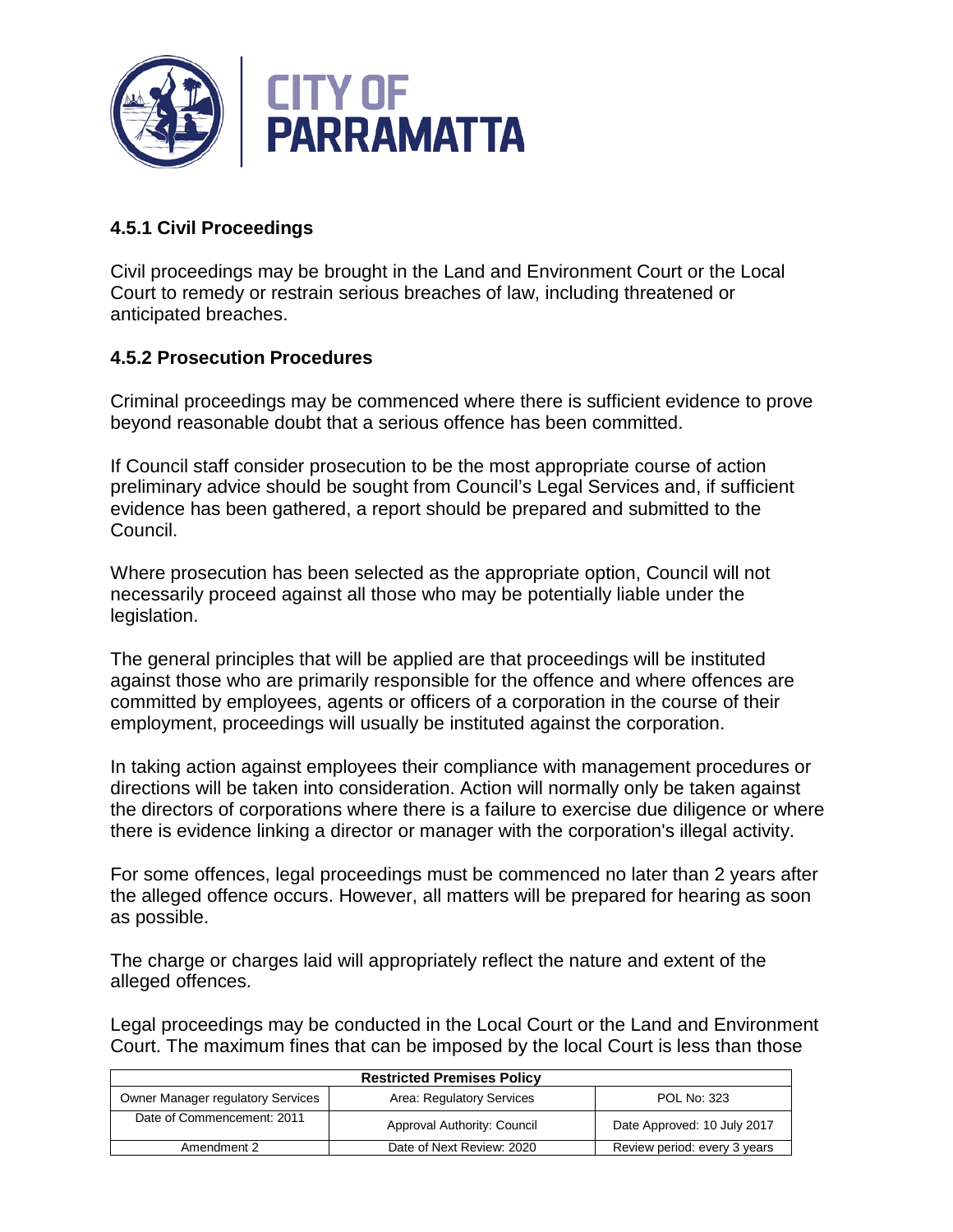### 4.5.1 Civil Proceedings

Civil proceedings may be brought in the Land and Environment Court or the Local Court to remedy or restrain serious breaches of law, including threatened or anticipated breaches.

### 4.5.2 Prosecution Procedures

Criminal proceedings may be commenced where there is sufficient evidence to prove beyond reasonable doubt that a serious offence has been committed.

If Council staff consider prosecution to be the most appropriate course of action preliminary advice should be sought from Council's Legal Services and, if sufficient evidence has been gathered, a report should be prepared and submitted to the Council.

Where prosecution has been selected as the appropriate option, Council will not necessarily proceed against all those who may be potentially liable under the legislation.

The general principles that will be applied are that proceedings will be instituted against those who are primarily responsible for the offence and where offences are committed by employees, agents or officers of a corporation in the course of their employment, proceedings will usually be instituted against the corporation.

In taking action against employees their compliance with management procedures or directions will be taken into consideration. Action will normally only be taken against the directors of corporations where there is a failure to exercise due diligence or where there is evidence linking a director or manager with the corporation's illegal activity.

For some offences, legal proceedings must be commenced no later than 2 years after the alleged offence occurs. However, all matters will be prepared for hearing as soon as possible.

The charge or charges laid will appropriately reflect the nature and extent of the alleged offences.

Legal proceedings may be conducted in the Local Court or the Land and Environment Court. The maximum fines that can be imposed by the local Court is less than those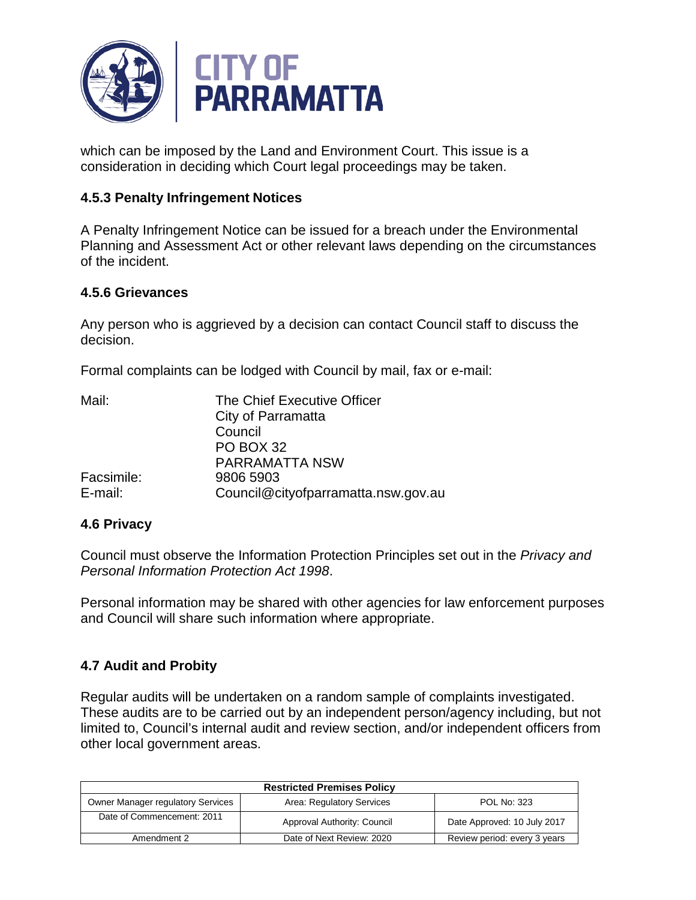which can be imposed by the Land and Environment Court. This issue is a consideration in deciding which Court legal proceedings may be taken.

### 4.5.3 Penalty Infringement Notices

A Penalty Infringement Notice can be issued for a breach under the Environmental Planning and Assessment Act or other relevant laws depending on the circumstances of the incident.

### 4.5.6 Grievances

Any person who is aggrieved by a decision can contact Council staff to discuss the decision.

Formal complaints can be lodged with Council by mail, fax or e-mail:

| | |
|---|---|
| Mail: | The Chief Executive Officer<br>City of Parramatta<br>Council<br>PO BOX 32<br>PARRAMATTA NSW |
| Facsimile: | 9806 5903 |
| E-mail: | Council@cityofparramatta.nsw.gov.au |

### 4.6 Privacy

Council must observe the Information Protection Principles set out in the *Privacy and Personal Information Protection Act 1998*.

Personal information may be shared with other agencies for law enforcement purposes and Council will share such information where appropriate.

### 4.7 Audit and Probity

Regular audits will be undertaken on a random sample of complaints investigated. These audits are to be carried out by an independent person/agency including, but not limited to, Council's internal audit and review section, and/or independent officers from other local government areas.

| Restricted Premises Policy | | |
|---|---|---|
| Owner Manager regulatory Services | Area: Regulatory Services | POL No: 323 |
| Date of Commencement: 2011 | Approval Authority: Council | Date Approved: 10 July 2017 |
| Amendment 2 | Date of Next Review: 2020 | Review period: every 3 years |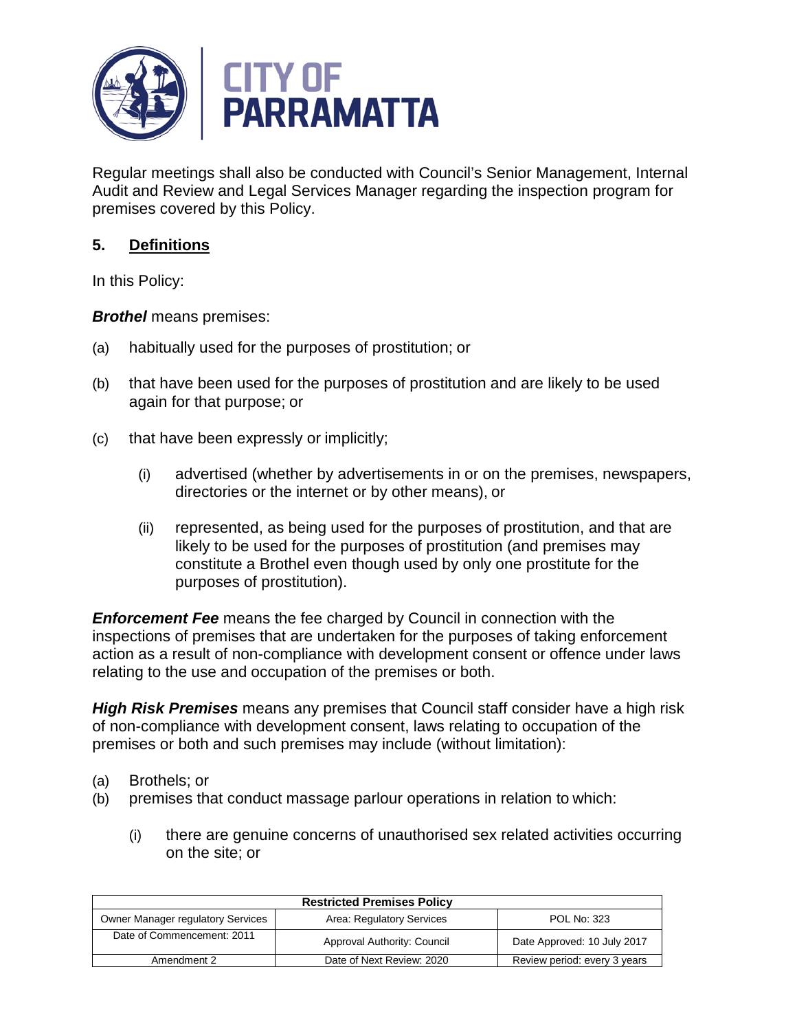Regular meetings shall also be conducted with Council's Senior Management, Internal Audit and Review and Legal Services Manager regarding the inspection program for premises covered by this Policy.

## 5. Definitions

In this Policy:

***Brothel*** means premises:

(a) habitually used for the purposes of prostitution; or

(b) that have been used for the purposes of prostitution and are likely to be used again for that purpose; or

(c) that have been expressly or implicitly;

  (i) advertised (whether by advertisements in or on the premises, newspapers, directories or the internet or by other means), or

  (ii) represented, as being used for the purposes of prostitution, and that are likely to be used for the purposes of prostitution (and premises may constitute a Brothel even though used by only one prostitute for the purposes of prostitution).

***Enforcement Fee*** means the fee charged by Council in connection with the inspections of premises that are undertaken for the purposes of taking enforcement action as a result of non-compliance with development consent or offence under laws relating to the use and occupation of the premises or both.

***High Risk Premises*** means any premises that Council staff consider have a high risk of non-compliance with development consent, laws relating to occupation of the premises or both and such premises may include (without limitation):

(a) Brothels; or

(b) premises that conduct massage parlour operations in relation to which:

  (i) there are genuine concerns of unauthorised sex related activities occurring on the site; or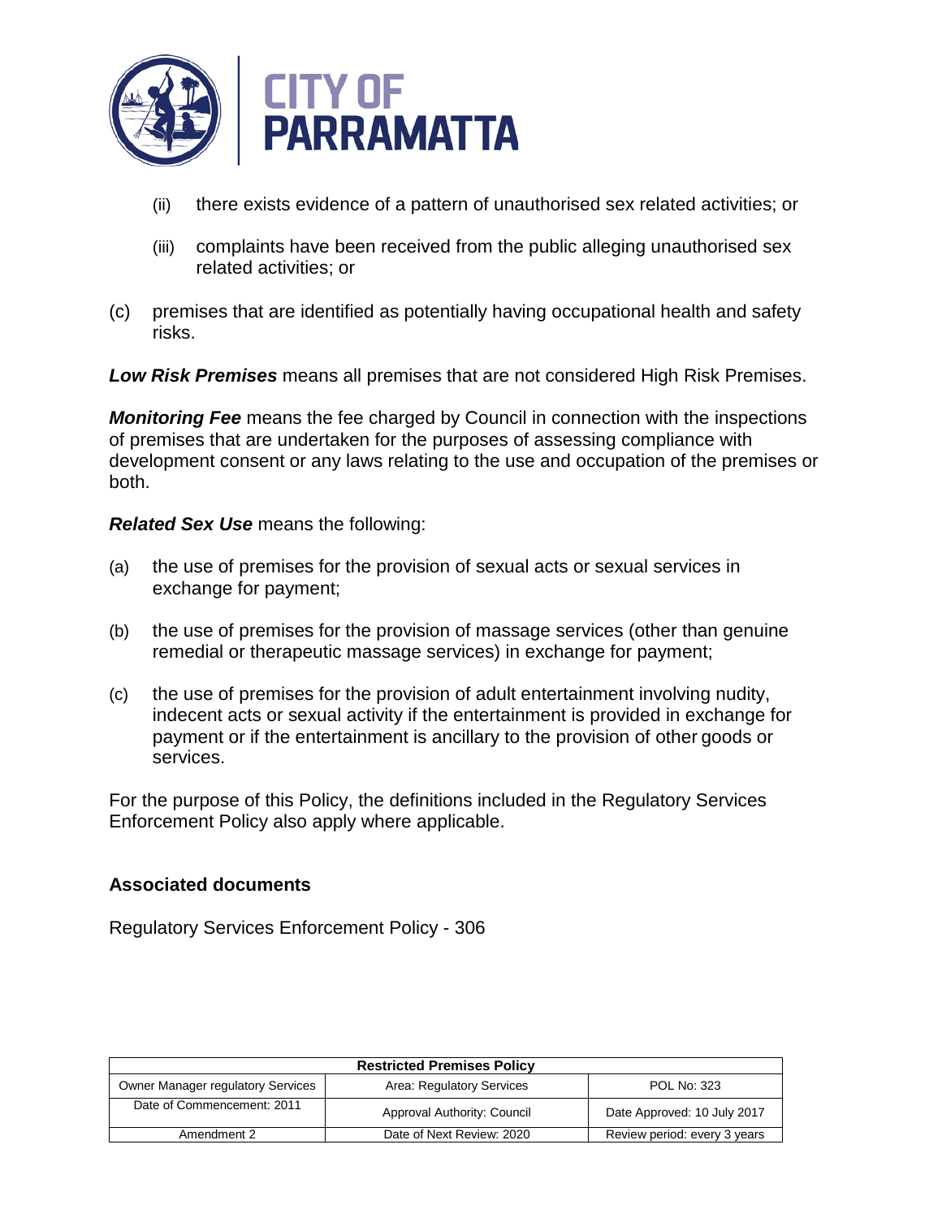(ii) there exists evidence of a pattern of unauthorised sex related activities; or

   (iii) complaints have been received from the public alleging unauthorised sex related activities; or

(c) premises that are identified as potentially having occupational health and safety risks.

***Low Risk Premises*** means all premises that are not considered High Risk Premises.

***Monitoring Fee*** means the fee charged by Council in connection with the inspections of premises that are undertaken for the purposes of assessing compliance with development consent or any laws relating to the use and occupation of the premises or both.

***Related Sex Use*** means the following:

(a) the use of premises for the provision of sexual acts or sexual services in exchange for payment;

(b) the use of premises for the provision of massage services (other than genuine remedial or therapeutic massage services) in exchange for payment;

(c) the use of premises for the provision of adult entertainment involving nudity, indecent acts or sexual activity if the entertainment is provided in exchange for payment or if the entertainment is ancillary to the provision of other goods or services.

For the purpose of this Policy, the definitions included in the Regulatory Services Enforcement Policy also apply where applicable.

### Associated documents

Regulatory Services Enforcement Policy - 306

| Restricted Premises Policy | | |
|---|---|---|
| Owner Manager regulatory Services | Area: Regulatory Services | POL No: 323 |
| Date of Commencement: 2011 | Approval Authority: Council | Date Approved: 10 July 2017 |
| Amendment 2 | Date of Next Review: 2020 | Review period: every 3 years |